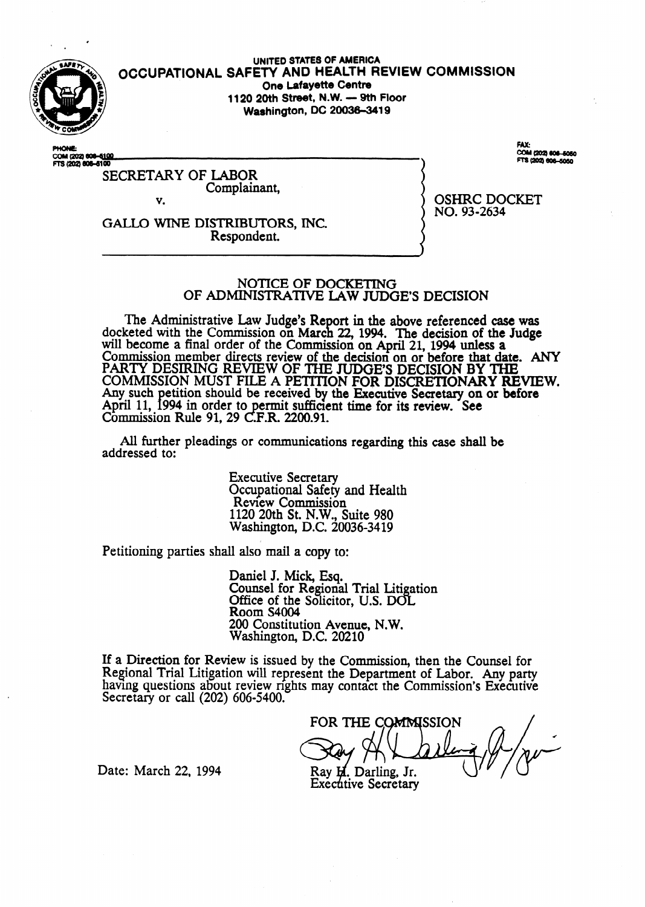UNITED STATES OF AMERICA

**OCCUPATIONAL SAFETY AND HEALTH REVIEW COMMISSION**

One Lafayette Centre
1120 20th Street, N.W. — 9th Floor
Washington, DC 20036-3419

PHONE:
COM (202) 606-5100
FTS (202) 606-5100

FAX:
COM (202) 606-5050
FTS (202) 606-5050

SECRETARY OF LABOR
Complainant,

v.

GALLO WINE DISTRIBUTORS, INC.
Respondent.

OSHRC DOCKET
NO. 93-2634

## NOTICE OF DOCKETING OF ADMINISTRATIVE LAW JUDGE'S DECISION

The Administrative Law Judge's Report in the above referenced case was docketed with the Commission on March 22, 1994. The decision of the Judge will become a final order of the Commission on April 21, 1994 unless a Commission member directs review of the decision on or before that date. ANY PARTY DESIRING REVIEW OF THE JUDGE'S DECISION BY THE COMMISSION MUST FILE A PETITION FOR DISCRETIONARY REVIEW. Any such petition should be received by the Executive Secretary on or before April 11, 1994 in order to permit sufficient time for its review. See Commission Rule 91, 29 C.F.R. 2200.91.

All further pleadings or communications regarding this case shall be addressed to:

Executive Secretary
Occupational Safety and Health
Review Commission
1120 20th St. N.W., Suite 980
Washington, D.C. 20036-3419

Petitioning parties shall also mail a copy to:

Daniel J. Mick, Esq.
Counsel for Regional Trial Litigation
Office of the Solicitor, U.S. DOL
Room S4004
200 Constitution Avenue, N.W.
Washington, D.C. 20210

If a Direction for Review is issued by the Commission, then the Counsel for Regional Trial Litigation will represent the Department of Labor. Any party having questions about review rights may contact the Commission's Executive Secretary or call (202) 606-5400.

FOR THE COMMISSION

Ray H. Darling, Jr.
Executive Secretary

Date: March 22, 1994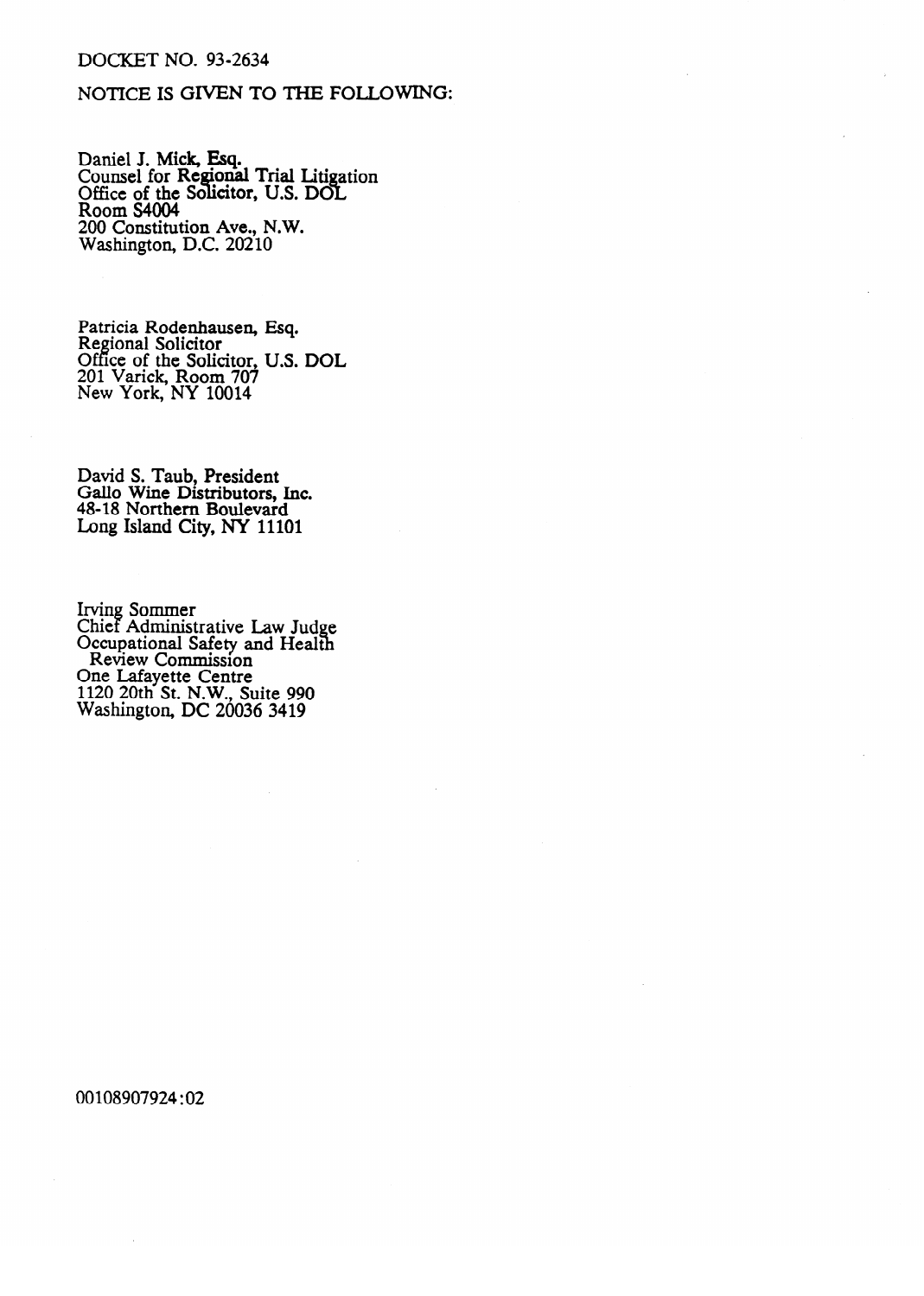DOCKET NO. 93-2634

NOTICE IS GIVEN TO THE FOLLOWING:

Daniel J. Mick, Esq.
Counsel for Regional Trial Litigation
Office of the Solicitor, U.S. DOL
Room S4004
200 Constitution Ave., N.W.
Washington, D.C. 20210

Patricia Rodenhausen, Esq.
Regional Solicitor
Office of the Solicitor, U.S. DOL
201 Varick, Room 707
New York, NY 10014

David S. Taub, President
Gallo Wine Distributors, Inc.
48-18 Northern Boulevard
Long Island City, NY 11101

Irving Sommer
Chief Administrative Law Judge
Occupational Safety and Health
Review Commission
One Lafayette Centre
1120 20th St. N.W., Suite 990
Washington, DC 20036 3419

00108907924:02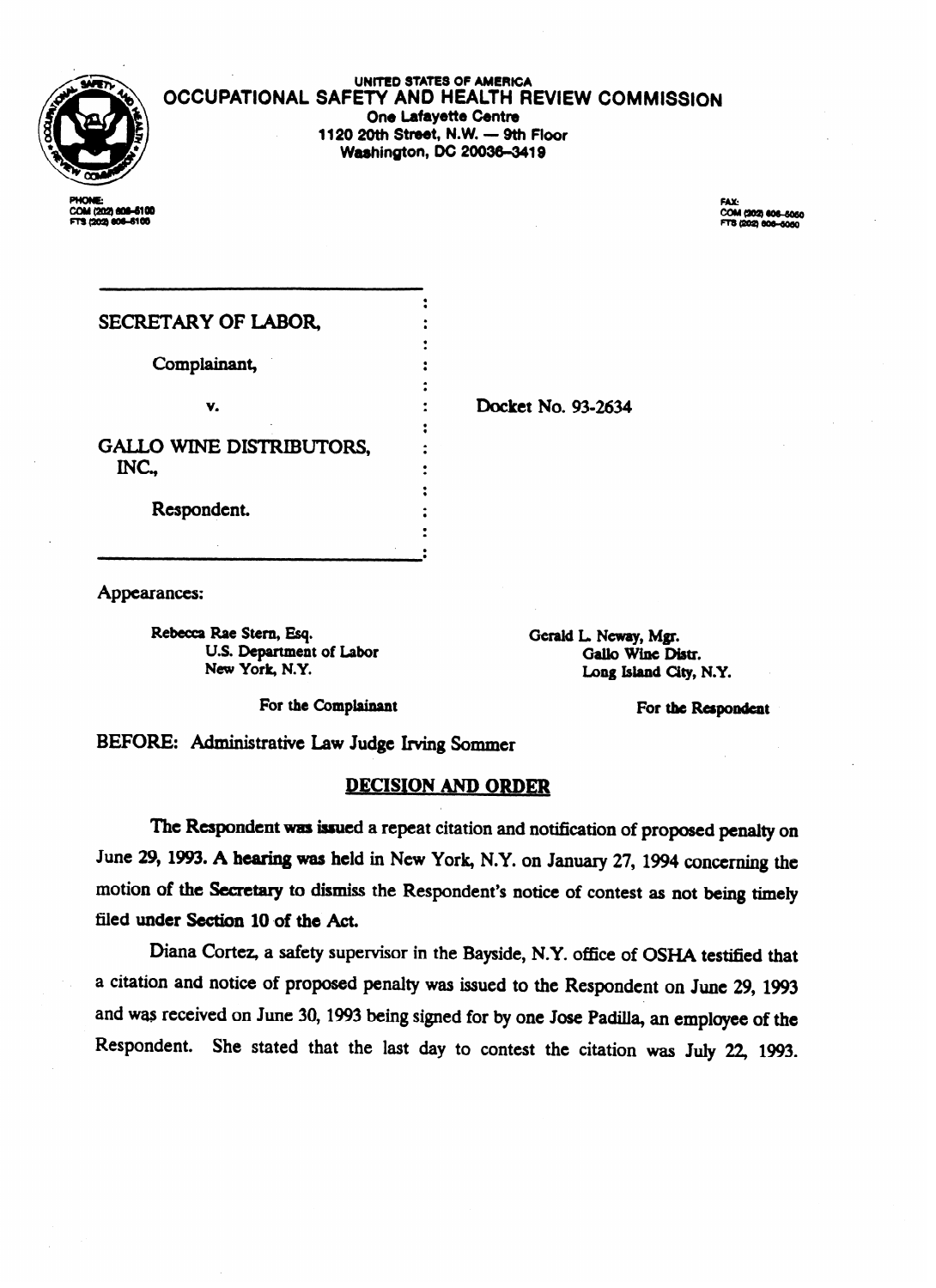UNITED STATES OF AMERICA
**OCCUPATIONAL SAFETY AND HEALTH REVIEW COMMISSION**
One Lafayette Centre
1120 20th Street, N.W. — 9th Floor
Washington, DC 20036-3419

PHONE:
COM (202) 606-5100
FTS (202) 606-5100

FAX:
COM (202) 606-5050
FTS (202) 606-5050

SECRETARY OF LABOR,

Complainant,

v.

GALLO WINE DISTRIBUTORS, INC.,

Respondent.

Docket No. 93-2634

Appearances:

Rebecca Rae Stern, Esq.
U.S. Department of Labor
New York, N.Y.

For the Complainant

Gerald L. Neway, Mgr.
Gallo Wine Distr.
Long Island City, N.Y.

For the Respondent

BEFORE: Administrative Law Judge Irving Sommer

## DECISION AND ORDER

The Respondent was issued a repeat citation and notification of proposed penalty on June 29, 1993. A hearing was held in New York, N.Y. on January 27, 1994 concerning the motion of the Secretary to dismiss the Respondent's notice of contest as not being timely filed under Section 10 of the Act.

Diana Cortez, a safety supervisor in the Bayside, N.Y. office of OSHA testified that a citation and notice of proposed penalty was issued to the Respondent on June 29, 1993 and was received on June 30, 1993 being signed for by one Jose Padilla, an employee of the Respondent. She stated that the last day to contest the citation was July 22, 1993.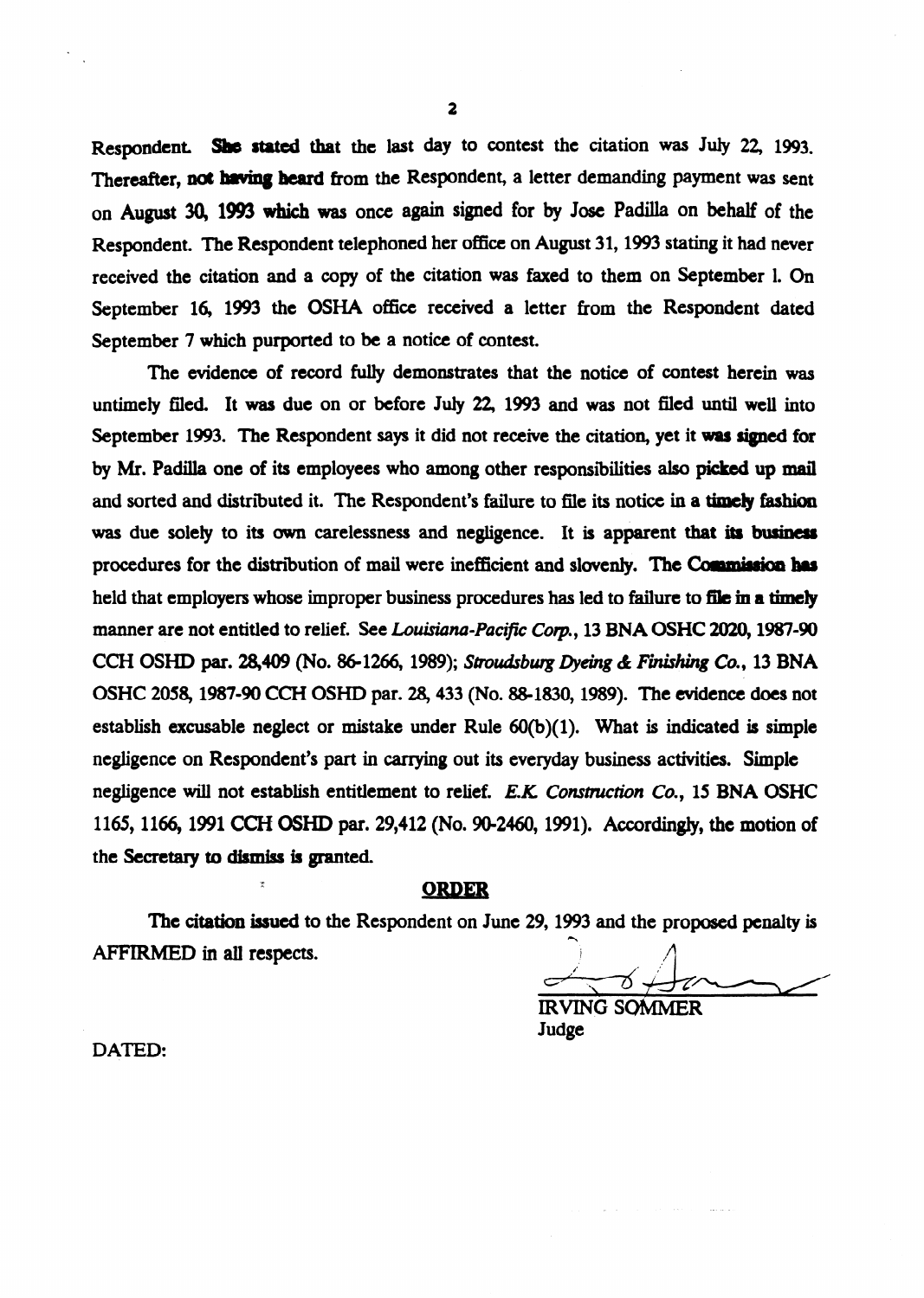Respondent. She stated that the last day to contest the citation was July 22, 1993. Thereafter, not having heard from the Respondent, a letter demanding payment was sent on August 30, 1993 which was once again signed for by Jose Padilla on behalf of the Respondent. The Respondent telephoned her office on August 31, 1993 stating it had never received the citation and a copy of the citation was faxed to them on September 1. On September 16, 1993 the OSHA office received a letter from the Respondent dated September 7 which purported to be a notice of contest.

The evidence of record fully demonstrates that the notice of contest herein was untimely filed. It was due on or before July 22, 1993 and was not filed until well into September 1993. The Respondent says it did not receive the citation, yet it was signed for by Mr. Padilla one of its employees who among other responsibilities also picked up mail and sorted and distributed it. The Respondent's failure to file its notice in a timely fashion was due solely to its own carelessness and negligence. It is apparent that its business procedures for the distribution of mail were inefficient and slovenly. The Commission has held that employers whose improper business procedures has led to failure to file in a timely manner are not entitled to relief. See *Louisiana-Pacific Corp.*, 13 BNA OSHC 2020, 1987-90 CCH OSHD par. 28,409 (No. 86-1266, 1989); *Stroudsburg Dyeing & Finishing Co.*, 13 BNA OSHC 2058, 1987-90 CCH OSHD par. 28, 433 (No. 88-1830, 1989). The evidence does not establish excusable neglect or mistake under Rule 60(b)(1). What is indicated is simple negligence on Respondent's part in carrying out its everyday business activities. Simple negligence will not establish entitlement to relief. *E.K. Construction Co.*, 15 BNA OSHC 1165, 1166, 1991 CCH OSHD par. 29,412 (No. 90-2460, 1991). Accordingly, the motion of the Secretary to dismiss is granted.

## ORDER

The citation issued to the Respondent on June 29, 1993 and the proposed penalty is AFFIRMED in all respects.

IRVING SOMMER
Judge

DATED: